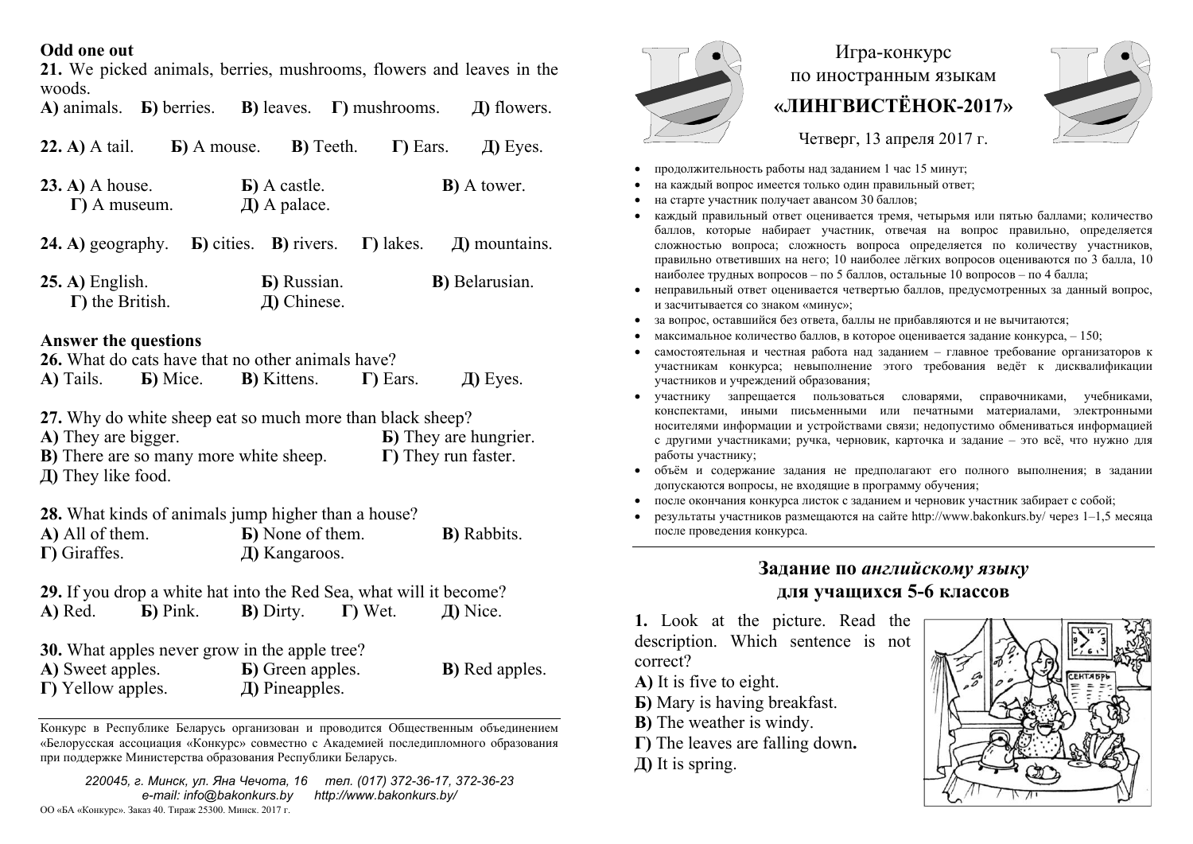## Odd one out

**21.** We picked animals, berries, mushrooms, flowers and leaves in the woods.
**А)** animals. **Б)** berries. **В)** leaves. **Г)** mushrooms. **Д)** flowers.

**22. А)** A tail. **Б)** A mouse. **В)** Teeth. **Г)** Ears. **Д)** Eyes.

**23. А)** A house. **Б)** A castle. **В)** A tower. **Г)** A museum. **Д)** A palace.

**24. А)** geography. **Б)** cities. **В)** rivers. **Г)** lakes. **Д)** mountains.

**25. А)** English. **Б)** Russian. **В)** Belarusian. **Г)** the British. **Д)** Chinese.

## Answer the questions

**26.** What do cats have that no other animals have?
**А)** Tails. **Б)** Mice. **В)** Kittens. **Г)** Ears. **Д)** Eyes.

**27.** Why do white sheep eat so much more than black sheep?
**А)** They are bigger. **Б)** They are hungrier.
**В)** There are so many more white sheep. **Г)** They run faster.
**Д)** They like food.

**28.** What kinds of animals jump higher than a house?
**А)** All of them. **Б)** None of them. **В)** Rabbits.
**Г)** Giraffes. **Д)** Kangaroos.

**29.** If you drop a white hat into the Red Sea, what will it become?
**А)** Red. **Б)** Pink. **В)** Dirty. **Г)** Wet. **Д)** Nice.

**30.** What apples never grow in the apple tree?
**А)** Sweet apples. **Б)** Green apples. **В)** Red apples.
**Г)** Yellow apples. **Д)** Pineapples.

Конкурс в Республике Беларусь организован и проводится Общественным объединением «Белорусская ассоциация «Конкурс» совместно с Академией последипломного образования при поддержке Министерства образования Республики Беларусь.

*220045, г. Минск, ул. Яна Чечота, 16 тел. (017) 372-36-17, 372-36-23*
*e-mail: info@bakonkurs.by http://www.bakonkurs.by/*

ОО «БА «Конкурс». Заказ 40. Тираж 25300. Минск. 2017 г.

# Игра-конкурс по иностранным языкам «ЛИНГВИСТЁНОК-2017»

Четверг, 13 апреля 2017 г.

- продолжительность работы над заданием 1 час 15 минут;
- на каждый вопрос имеется только один правильный ответ;
- на старте участник получает авансом 30 баллов;
- каждый правильный ответ оценивается тремя, четырьмя или пятью баллами; количество баллов, которые набирает участник, отвечая на вопрос правильно, определяется сложностью вопроса; сложность вопроса определяется по количеству участников, правильно ответивших на него; 10 наиболее лёгких вопросов оцениваются по 3 балла, 10 наиболее трудных вопросов – по 5 баллов, остальные 10 вопросов – по 4 балла;
- неправильный ответ оценивается четвертью баллов, предусмотренных за данный вопрос, и засчитывается со знаком «минус»;
- за вопрос, оставшийся без ответа, баллы не прибавляются и не вычитаются;
- максимальное количество баллов, в которое оценивается задание конкурса, – 150;
- самостоятельная и честная работа над заданием – главное требование организаторов к участникам конкурса; невыполнение этого требования ведёт к дисквалификации участников и учреждений образования;
- участнику запрещается пользоваться словарями, справочниками, учебниками, конспектами, иными письменными или печатными материалами, электронными носителями информации и устройствами связи; недопустимо обмениваться информацией с другими участниками; ручка, черновик, карточка и задание – это всё, что нужно для работы участнику;
- объём и содержание задания не предполагают его полного выполнения; в задании допускаются вопросы, не входящие в программу обучения;
- после окончания конкурса листок с заданием и черновик участник забирает с собой;
- результаты участников размещаются на сайте http://www.bakonkurs.by/ через 1–1,5 месяца после проведения конкурса.

## Задание по *английскому языку* для учащихся 5-6 классов

**1.** Look at the picture. Read the description. Which sentence is not correct?
**А)** It is five to eight.
**Б)** Mary is having breakfast.
**В)** The weather is windy.
**Г)** The leaves are falling down**.**
**Д)** It is spring.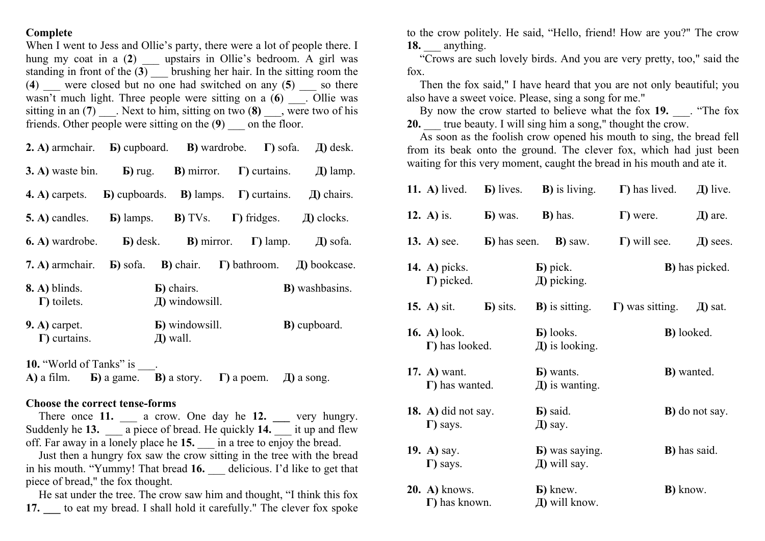**Complete**

When I went to Jess and Ollie's party, there were a lot of people there. I hung my coat in a (**2**) ___ upstairs in Ollie's bedroom. A girl was standing in front of the (**3**) ___ brushing her hair. In the sitting room the (**4**) ___ were closed but no one had switched on any (**5**) ___ so there wasn't much light. Three people were sitting on a (**6**) ___. Ollie was sitting in an (**7**) ___. Next to him, sitting on two (**8**) ___, were two of his friends. Other people were sitting on the (**9**) ___ on the floor.

**2. А)** armchair. **Б)** cupboard. **В)** wardrobe. **Г)** sofa. **Д)** desk.

**3. А)** waste bin. **Б)** rug. **В)** mirror. **Г)** curtains. **Д)** lamp.

**4. А)** carpets. **Б)** cupboards. **В)** lamps. **Г)** curtains. **Д)** chairs.

**5. А)** candles. **Б)** lamps. **В)** TVs. **Г)** fridges. **Д)** clocks.

**6. А)** wardrobe. **Б)** desk. **В)** mirror. **Г)** lamp. **Д)** sofa.

**7. А)** armchair. **Б)** sofa. **В)** chair. **Г)** bathroom. **Д)** bookcase.

**8. А)** blinds. **Б)** chairs. **В)** washbasins. **Г)** toilets. **Д)** windowsill.

**9. А)** carpet. **Б)** windowsill. **В)** cupboard. **Г)** curtains. **Д)** wall.

**10.** "World of Tanks" is ___.
**А)** a film. **Б)** a game. **В)** a story. **Г)** a poem. **Д)** a song.

**Choose the correct tense-forms**

There once **11.** ___ a crow. One day he **12.** ___ very hungry. Suddenly he **13.** ___ a piece of bread. He quickly **14.** ___ it up and flew off. Far away in a lonely place he **15.** ___ in a tree to enjoy the bread.

Just then a hungry fox saw the crow sitting in the tree with the bread in his mouth. "Yummy! That bread **16.** ___ delicious. I'd like to get that piece of bread," the fox thought.

He sat under the tree. The crow saw him and thought, "I think this fox **17.** ___ to eat my bread. I shall hold it carefully." The clever fox spoke to the crow politely. He said, "Hello, friend! How are you?" The crow **18.** ___ anything.

"Crows are such lovely birds. And you are very pretty, too," said the fox.

Then the fox said," I have heard that you are not only beautiful; you also have a sweet voice. Please, sing a song for me."

By now the crow started to believe what the fox **19.** ___. "The fox **20.** ___ true beauty. I will sing him a song," thought the crow.

As soon as the foolish crow opened his mouth to sing, the bread fell from its beak onto the ground. The clever fox, which had just been waiting for this very moment, caught the bread in his mouth and ate it.

**11. А)** lived. **Б)** lives. **В)** is living. **Г)** has lived. **Д)** live.

**12. А)** is. **Б)** was. **В)** has. **Г)** were. **Д)** are.

**13. А)** see. **Б)** has seen. **В)** saw. **Г)** will see. **Д)** sees.

**14. А)** picks. **Б)** pick. **В)** has picked. **Г)** picked. **Д)** picking.

**15. А)** sit. **Б)** sits. **В)** is sitting. **Г)** was sitting. **Д)** sat.

**16. А)** look. **Б)** looks. **В)** looked. **Г)** has looked. **Д)** is looking.

**17. А)** want. **Б)** wants. **В)** wanted. **Г)** has wanted. **Д)** is wanting.

**18. А)** did not say. **Б)** said. **В)** do not say. **Г)** says. **Д)** say.

**19. А)** say. **Б)** was saying. **В)** has said. **Г)** says. **Д)** will say.

**20. А)** knows. **Б)** knew. **В)** know. **Г)** has known. **Д)** will know.